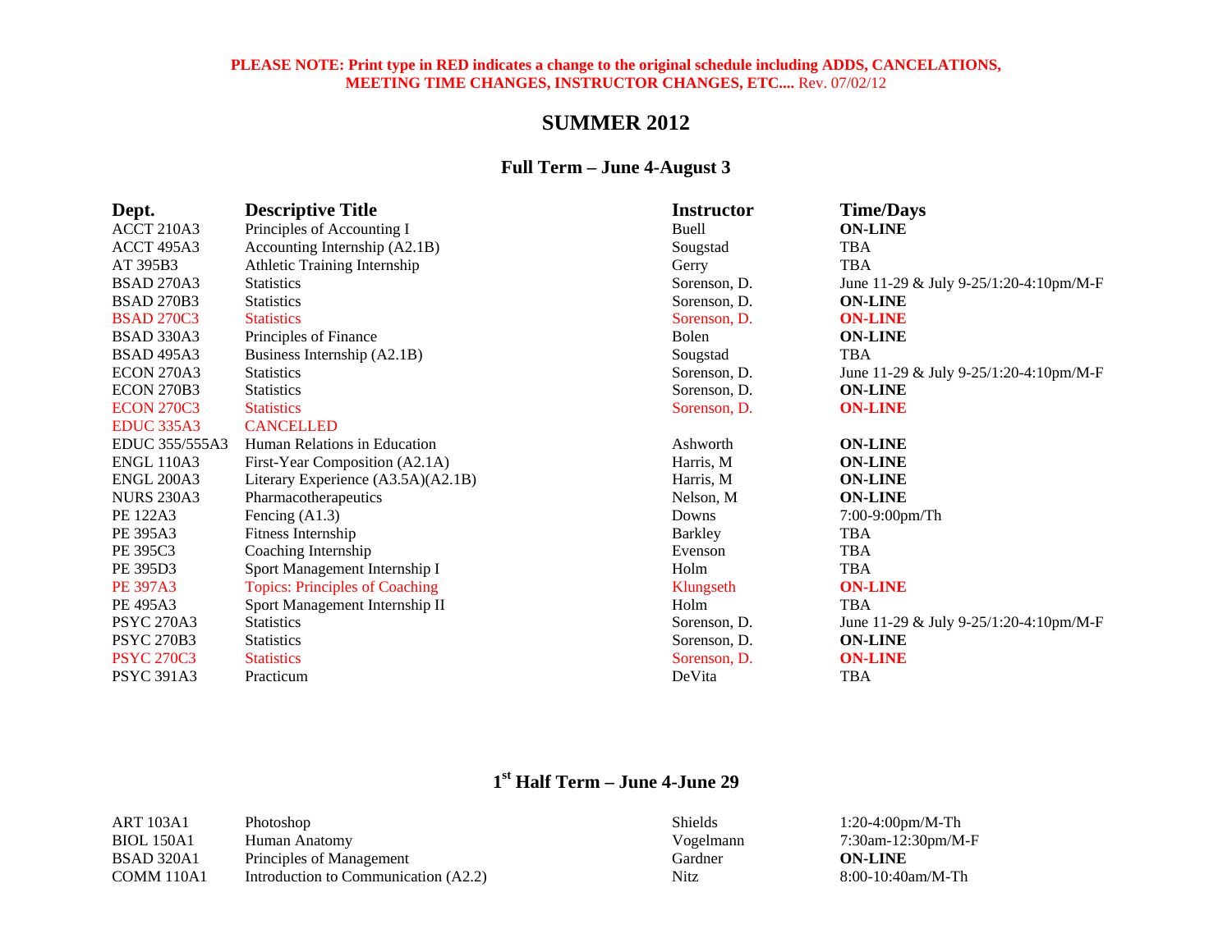**PLEASE NOTE: Print type in RED indicates a change to the original schedule including ADDS, CANCELATIONS, MEETING TIME CHANGES, INSTRUCTOR CHANGES, ETC....** Rev. 07/02/12

# SUMMER 2012

## Full Term – June 4-August 3

| Dept. | Descriptive Title | Instructor | Time/Days |
|---|---|---|---|
| ACCT 210A3 | Principles of Accounting I | Buell | **ON-LINE** |
| ACCT 495A3 | Accounting Internship (A2.1B) | Sougstad | TBA |
| AT 395B3 | Athletic Training Internship | Gerry | TBA |
| BSAD 270A3 | Statistics | Sorenson, D. | June 11-29 & July 9-25/1:20-4:10pm/M-F |
| BSAD 270B3 | Statistics | Sorenson, D. | **ON-LINE** |
| BSAD 270C3 | Statistics | Sorenson, D. | **ON-LINE** |
| BSAD 330A3 | Principles of Finance | Bolen | **ON-LINE** |
| BSAD 495A3 | Business Internship (A2.1B) | Sougstad | TBA |
| ECON 270A3 | Statistics | Sorenson, D. | June 11-29 & July 9-25/1:20-4:10pm/M-F |
| ECON 270B3 | Statistics | Sorenson, D. | **ON-LINE** |
| ECON 270C3 | Statistics | Sorenson, D. | **ON-LINE** |
| EDUC 335A3 | CANCELLED | | |
| EDUC 355/555A3 | Human Relations in Education | Ashworth | **ON-LINE** |
| ENGL 110A3 | First-Year Composition (A2.1A) | Harris, M | **ON-LINE** |
| ENGL 200A3 | Literary Experience (A3.5A)(A2.1B) | Harris, M | **ON-LINE** |
| NURS 230A3 | Pharmacotherapeutics | Nelson, M | **ON-LINE** |
| PE 122A3 | Fencing (A1.3) | Downs | 7:00-9:00pm/Th |
| PE 395A3 | Fitness Internship | Barkley | TBA |
| PE 395C3 | Coaching Internship | Evenson | TBA |
| PE 395D3 | Sport Management Internship I | Holm | TBA |
| PE 397A3 | Topics: Principles of Coaching | Klungseth | **ON-LINE** |
| PE 495A3 | Sport Management Internship II | Holm | TBA |
| PSYC 270A3 | Statistics | Sorenson, D. | June 11-29 & July 9-25/1:20-4:10pm/M-F |
| PSYC 270B3 | Statistics | Sorenson, D. | **ON-LINE** |
| PSYC 270C3 | Statistics | Sorenson, D. | **ON-LINE** |
| PSYC 391A3 | Practicum | DeVita | TBA |

## 1st Half Term – June 4-June 29

| Dept. | Descriptive Title | Instructor | Time/Days |
|---|---|---|---|
| ART 103A1 | Photoshop | Shields | 1:20-4:00pm/M-Th |
| BIOL 150A1 | Human Anatomy | Vogelmann | 7:30am-12:30pm/M-F |
| BSAD 320A1 | Principles of Management | Gardner | **ON-LINE** |
| COMM 110A1 | Introduction to Communication (A2.2) | Nitz | 8:00-10:40am/M-Th |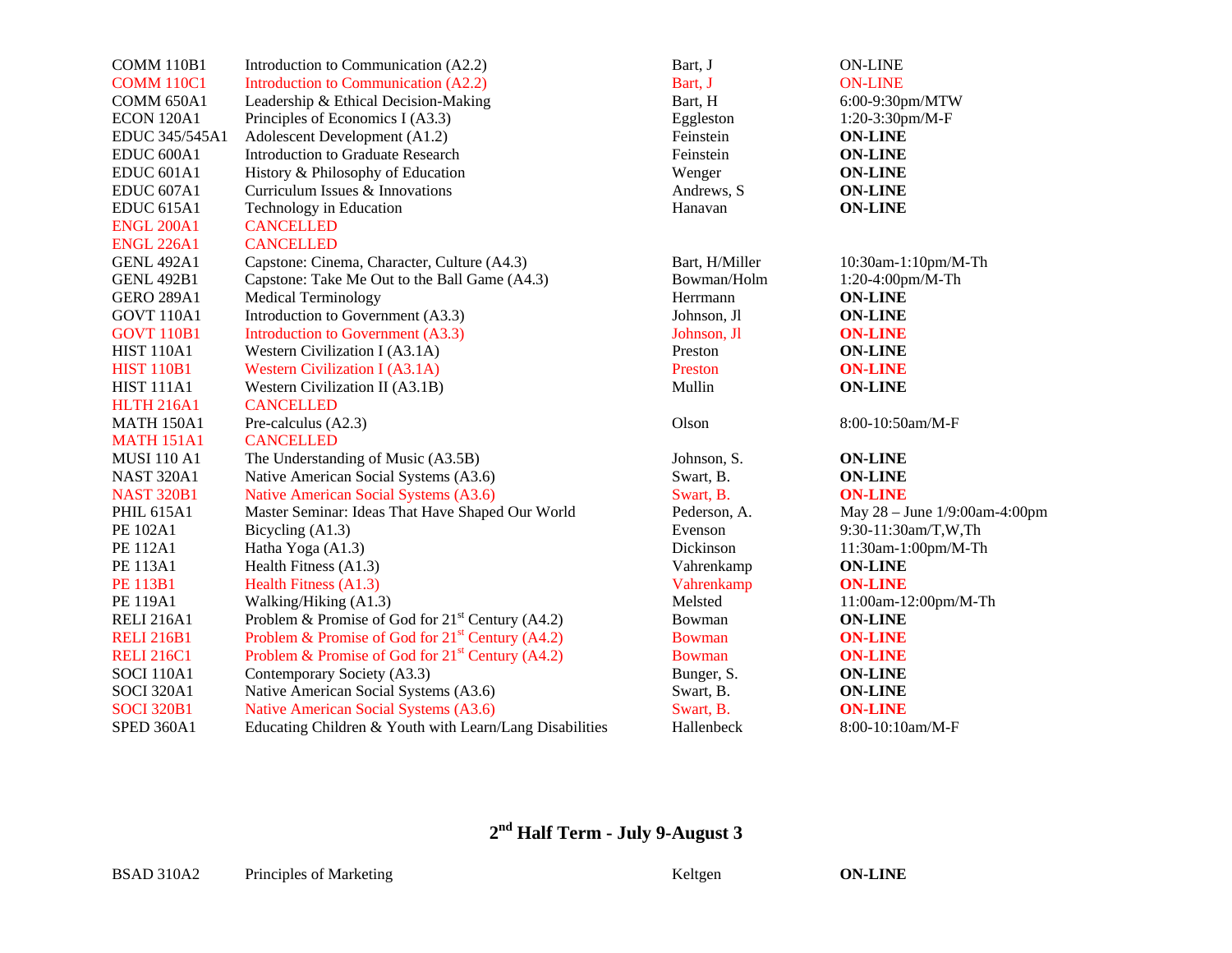| | | | |
|---|---|---|---|
| COMM 110B1 | Introduction to Communication (A2.2) | Bart, J | ON-LINE |
| COMM 110C1 | Introduction to Communication (A2.2) | Bart, J | ON-LINE |
| COMM 650A1 | Leadership & Ethical Decision-Making | Bart, H | 6:00-9:30pm/MTW |
| ECON 120A1 | Principles of Economics I (A3.3) | Eggleston | 1:20-3:30pm/M-F |
| EDUC 345/545A1 | Adolescent Development (A1.2) | Feinstein | **ON-LINE** |
| EDUC 600A1 | Introduction to Graduate Research | Feinstein | **ON-LINE** |
| EDUC 601A1 | History & Philosophy of Education | Wenger | **ON-LINE** |
| EDUC 607A1 | Curriculum Issues & Innovations | Andrews, S | **ON-LINE** |
| EDUC 615A1 | Technology in Education | Hanavan | **ON-LINE** |
| ENGL 200A1 | CANCELLED | | |
| ENGL 226A1 | CANCELLED | | |
| GENL 492A1 | Capstone: Cinema, Character, Culture (A4.3) | Bart, H/Miller | 10:30am-1:10pm/M-Th |
| GENL 492B1 | Capstone: Take Me Out to the Ball Game (A4.3) | Bowman/Holm | 1:20-4:00pm/M-Th |
| GERO 289A1 | Medical Terminology | Herrmann | **ON-LINE** |
| GOVT 110A1 | Introduction to Government (A3.3) | Johnson, Jl | **ON-LINE** |
| GOVT 110B1 | Introduction to Government (A3.3) | Johnson, Jl | **ON-LINE** |
| HIST 110A1 | Western Civilization I (A3.1A) | Preston | **ON-LINE** |
| HIST 110B1 | Western Civilization I (A3.1A) | Preston | **ON-LINE** |
| HIST 111A1 | Western Civilization II (A3.1B) | Mullin | **ON-LINE** |
| HLTH 216A1 | CANCELLED | | |
| MATH 150A1 | Pre-calculus (A2.3) | Olson | 8:00-10:50am/M-F |
| MATH 151A1 | CANCELLED | | |
| MUSI 110 A1 | The Understanding of Music (A3.5B) | Johnson, S. | **ON-LINE** |
| NAST 320A1 | Native American Social Systems (A3.6) | Swart, B. | **ON-LINE** |
| NAST 320B1 | Native American Social Systems (A3.6) | Swart, B. | **ON-LINE** |
| PHIL 615A1 | Master Seminar: Ideas That Have Shaped Our World | Pederson, A. | May 28 – June 1/9:00am-4:00pm |
| PE 102A1 | Bicycling (A1.3) | Evenson | 9:30-11:30am/T,W,Th |
| PE 112A1 | Hatha Yoga (A1.3) | Dickinson | 11:30am-1:00pm/M-Th |
| PE 113A1 | Health Fitness (A1.3) | Vahrenkamp | **ON-LINE** |
| PE 113B1 | Health Fitness (A1.3) | Vahrenkamp | **ON-LINE** |
| PE 119A1 | Walking/Hiking (A1.3) | Melsted | 11:00am-12:00pm/M-Th |
| RELI 216A1 | Problem & Promise of God for 21st Century (A4.2) | Bowman | **ON-LINE** |
| RELI 216B1 | Problem & Promise of God for 21st Century (A4.2) | Bowman | **ON-LINE** |
| RELI 216C1 | Problem & Promise of God for 21st Century (A4.2) | Bowman | **ON-LINE** |
| SOCI 110A1 | Contemporary Society (A3.3) | Bunger, S. | **ON-LINE** |
| SOCI 320A1 | Native American Social Systems (A3.6) | Swart, B. | **ON-LINE** |
| SOCI 320B1 | Native American Social Systems (A3.6) | Swart, B. | **ON-LINE** |
| SPED 360A1 | Educating Children & Youth with Learn/Lang Disabilities | Hallenbeck | 8:00-10:10am/M-F |

## 2nd Half Term - July 9-August 3

| | | | |
|---|---|---|---|
| BSAD 310A2 | Principles of Marketing | Keltgen | **ON-LINE** |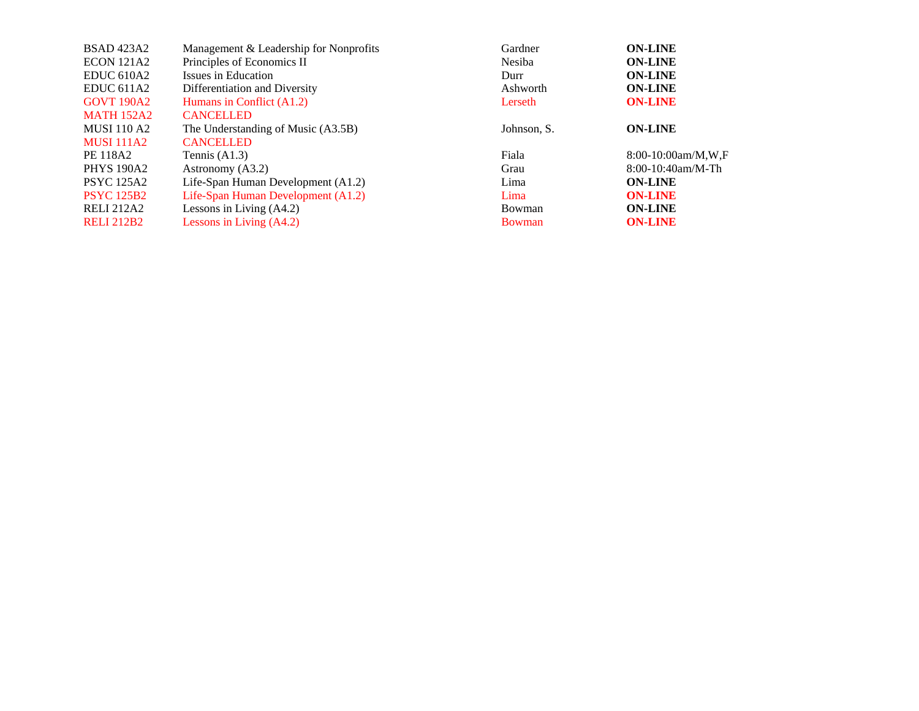| | | | |
|---|---|---|---|
| BSAD 423A2 | Management & Leadership for Nonprofits | Gardner | **ON-LINE** |
| ECON 121A2 | Principles of Economics II | Nesiba | **ON-LINE** |
| EDUC 610A2 | Issues in Education | Durr | **ON-LINE** |
| EDUC 611A2 | Differentiation and Diversity | Ashworth | **ON-LINE** |
| GOVT 190A2 | Humans in Conflict (A1.2) | Lerseth | **ON-LINE** |
| MATH 152A2 | CANCELLED | | |
| MUSI 110 A2 | The Understanding of Music (A3.5B) | Johnson, S. | **ON-LINE** |
| MUSI 111A2 | CANCELLED | | |
| PE 118A2 | Tennis (A1.3) | Fiala | 8:00-10:00am/M,W,F |
| PHYS 190A2 | Astronomy (A3.2) | Grau | 8:00-10:40am/M-Th |
| PSYC 125A2 | Life-Span Human Development (A1.2) | Lima | **ON-LINE** |
| PSYC 125B2 | Life-Span Human Development (A1.2) | Lima | **ON-LINE** |
| RELI 212A2 | Lessons in Living (A4.2) | Bowman | **ON-LINE** |
| RELI 212B2 | Lessons in Living (A4.2) | Bowman | **ON-LINE** |